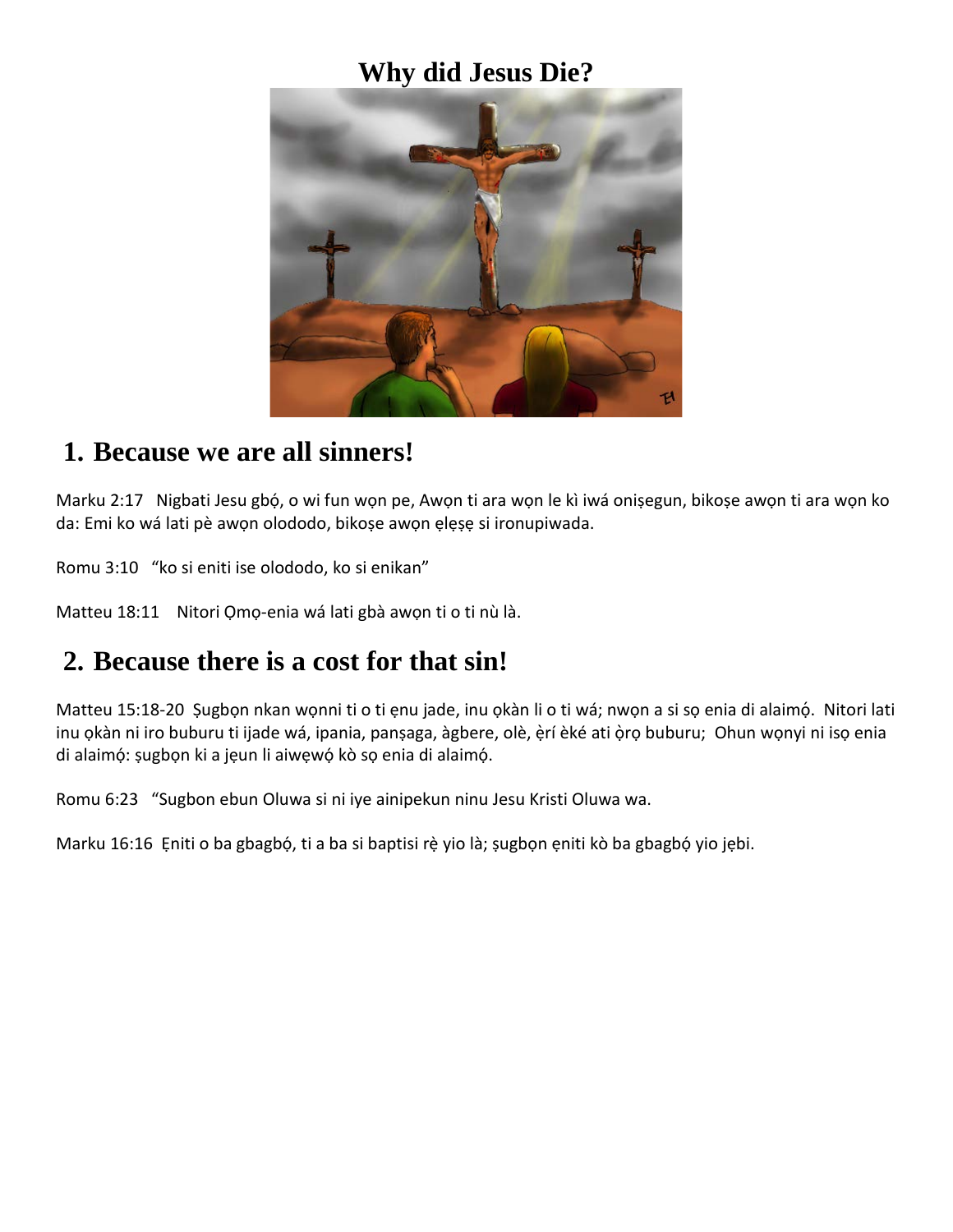# Why did Jesus Die?

## 1. Because we are all sinners!

Marku 2:17   Nigbati Jesu gbọ́, o wi fun wọn pe, Awọn ti ara wọn le kì iwá onişegun, bikoşe awọn ti ara wọn ko da: Emi ko wá lati pè awọn olododo, bikoşe awọn ẹlẹşẹ si ironupiwada.

Romu 3:10   “ko si eniti ise olododo, ko si enikan”

Matteu 18:11    Nitori Ọmọ-enia wá lati gbà awọn ti o ti nù là.

## 2. Because there is a cost for that sin!

Matteu 15:18-20  Şugbọn nkan wọnni ti o ti ẹnu jade, inu ọkàn li o ti wá; nwọn a si sọ enia di alaimọ́.  Nitori lati inu ọkàn ni iro buburu ti ijade wá, ipania, panşaga, àgbere, olè, ẹ̀rí èké ati ọ̀rọ buburu;  Ohun wọnyi ni isọ enia di alaimọ́: şugbọn ki a jẹun li aiwẹwọ́ kò sọ enia di alaimọ́.

Romu 6:23   “Sugbon ebun Oluwa si ni iye ainipekun ninu Jesu Kristi Oluwa wa.

Marku 16:16  Ẹniti o ba gbagbọ́, ti a ba si baptisi rẹ̀ yio là; şugbọn ẹniti kò ba gbagbọ́ yio jẹbi.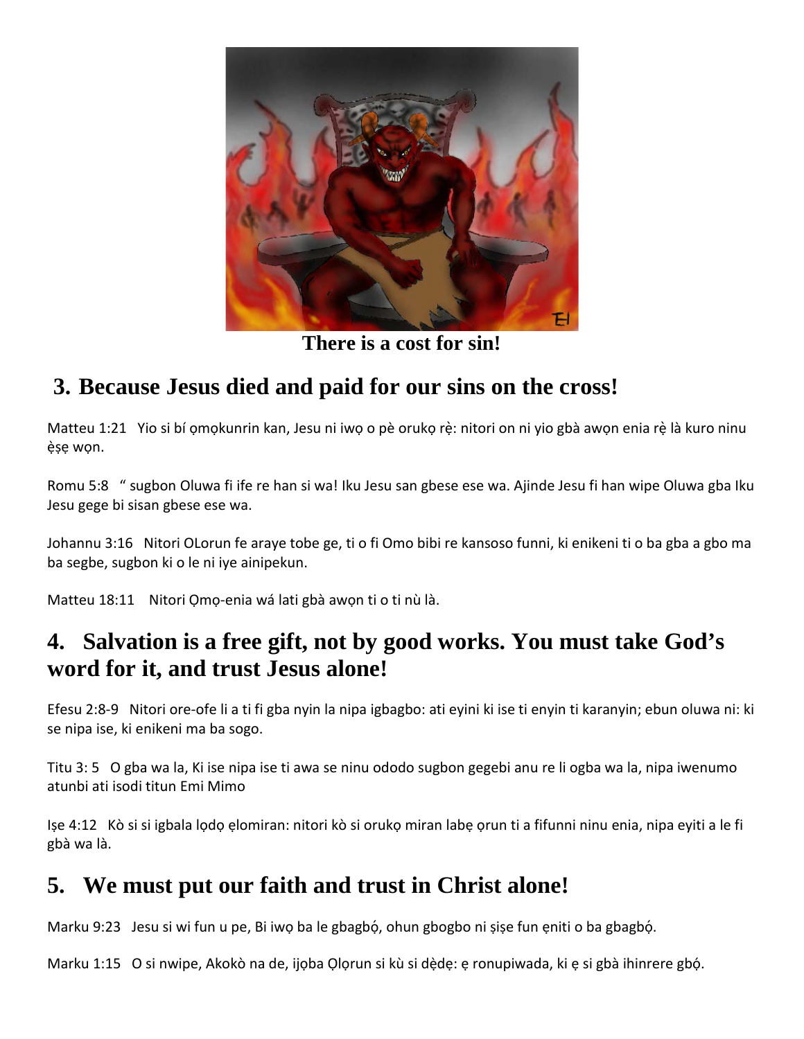**There is a cost for sin!**

## 3. Because Jesus died and paid for our sins on the cross!

Matteu 1:21 Yio si bí ọmọkunrin kan, Jesu ni iwọ o pè orukọ rẹ: nitori on ni yio gbà awọn enia rẹ là kuro ninu ẹ̀ṣẹ wọn.

Romu 5:8 " sugbon Oluwa fi ife re han si wa! Iku Jesu san gbese ese wa. Ajinde Jesu fi han wipe Oluwa gba Iku Jesu gege bi sisan gbese ese wa.

Johannu 3:16 Nitori OLorun fe araye tobe ge, ti o fi Omo bibi re kansoso funni, ki enikeni ti o ba gba a gbo ma ba segbe, sugbon ki o le ni iye ainipekun.

Matteu 18:11 Nitori Ọmọ-enia wá lati gbà awọn ti o ti nù là.

## 4. Salvation is a free gift, not by good works. You must take God's word for it, and trust Jesus alone!

Efesu 2:8-9 Nitori ore-ofe li a ti fi gba nyin la nipa igbagbo: ati eyini ki ise ti enyin ti karanyin; ebun oluwa ni: ki se nipa ise, ki enikeni ma ba sogo.

Titu 3: 5 O gba wa la, Ki ise nipa ise ti awa se ninu ododo sugbon gegebi anu re li ogba wa la, nipa iwenumo atunbi ati isodi titun Emi Mimo

Iṣe 4:12 Kò si si igbala lọdọ ẹlomiran: nitori kò si orukọ miran labẹ ọrun ti a fifunni ninu enia, nipa eyiti a le fi gbà wa là.

## 5. We must put our faith and trust in Christ alone!

Marku 9:23 Jesu si wi fun u pe, Bi iwọ ba le gbagbọ́, ohun gbogbo ni ṣiṣe fun ẹniti o ba gbagbọ́.

Marku 1:15 O si nwipe, Akokò na de, ijọba Ọlọrun si kù si dẹ̀dẹ: ẹ ronupiwada, ki ẹ si gbà ihinrere gbọ́.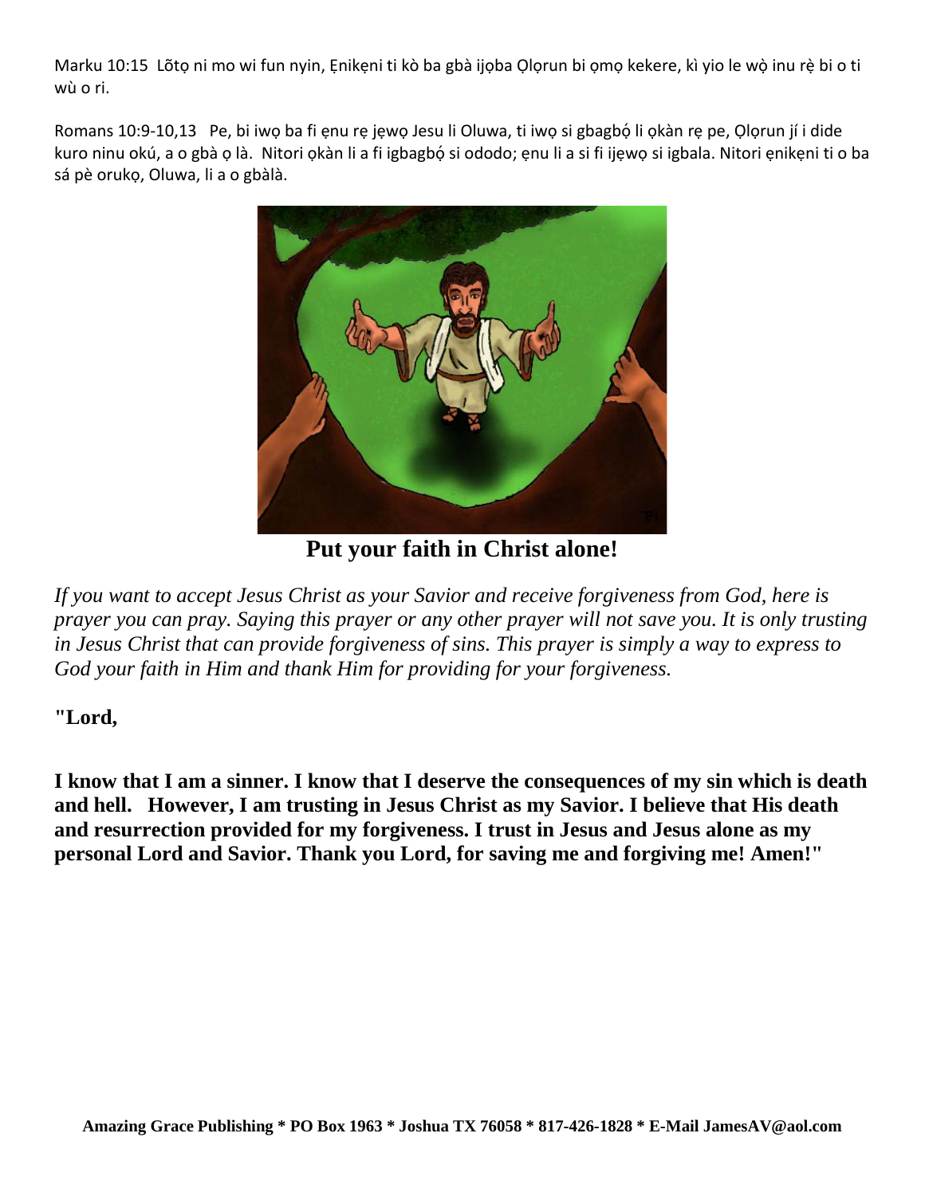Marku 10:15  Lõtọ ni mo wi fun nyin, Ẹnikẹni ti kò ba gbà ijọba Ọlọrun bi ọmọ kekere, kì yio le wọ̀ inu rẹ̀ bi o ti wù o ri.

Romans 10:9-10,13   Pe, bi iwọ ba fi ẹnu rẹ jẹwọ Jesu li Oluwa, ti iwọ si gbagbọ́ li ọkàn rẹ pe, Ọlọrun jí i dide kuro ninu okú, a o gbà ọ là.  Nitori ọkàn li a fi igbagbọ́ si ododo; ẹnu li a si fi ijẹwọ si igbala. Nitori ẹnikẹni ti o ba sá pè orukọ, Oluwa, li a o gbàlà.

**Put your faith in Christ alone!**

*If you want to accept Jesus Christ as your Savior and receive forgiveness from God, here is prayer you can pray. Saying this prayer or any other prayer will not save you. It is only trusting in Jesus Christ that can provide forgiveness of sins. This prayer is simply a way to express to God your faith in Him and thank Him for providing for your forgiveness.*

**"Lord,**

**I know that I am a sinner. I know that I deserve the consequences of my sin which is death and hell.   However, I am trusting in Jesus Christ as my Savior. I believe that His death and resurrection provided for my forgiveness. I trust in Jesus and Jesus alone as my personal Lord and Savior. Thank you Lord, for saving me and forgiving me! Amen!"**

**Amazing Grace Publishing * PO Box 1963 * Joshua TX 76058 * 817-426-1828 * E-Mail JamesAV@aol.com**